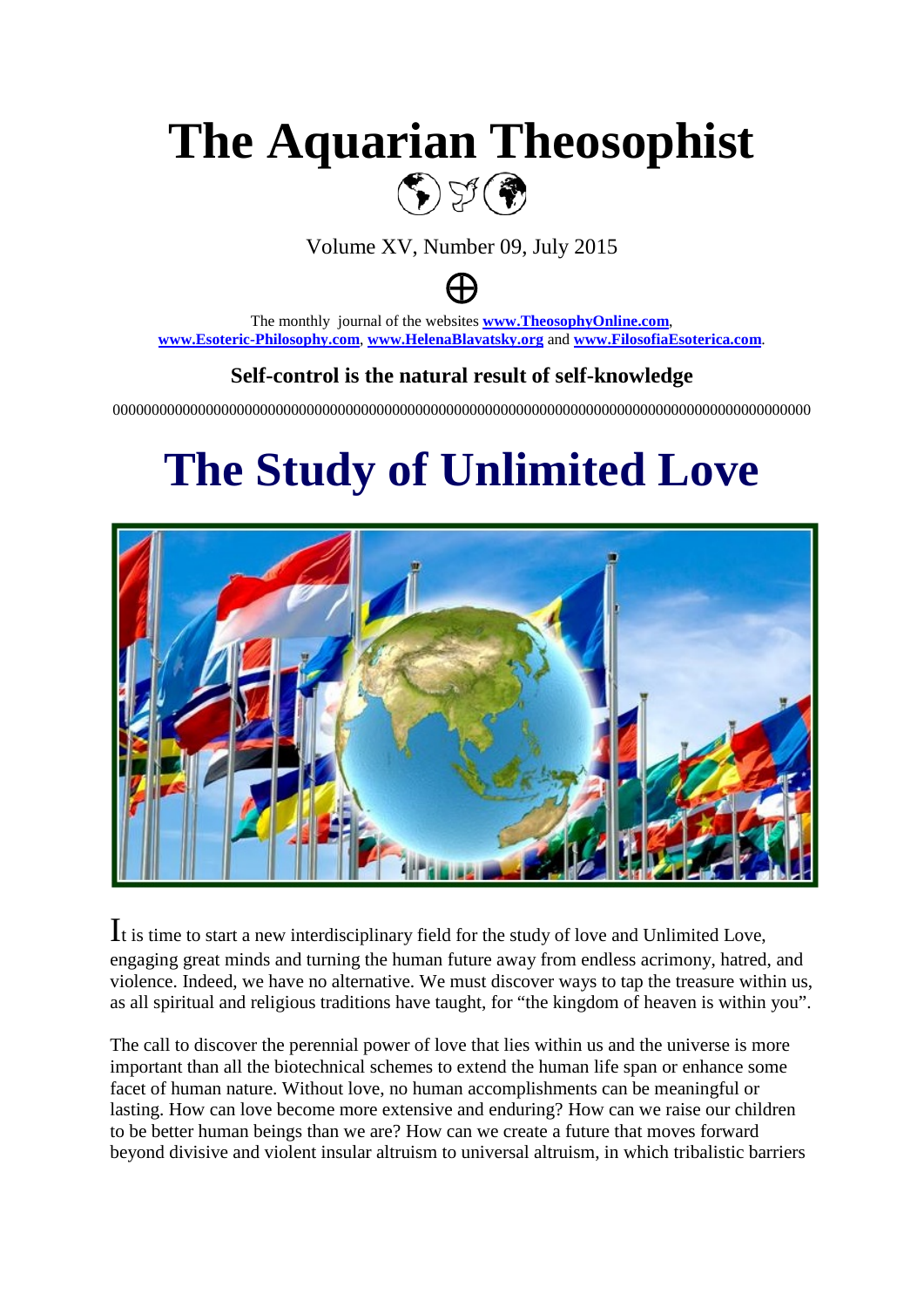# The Aquarian Theosophist

Volume XV, Number 09, July 2015

The monthly journal of the websites www.TheosophyOnline.com, www.Esoteric-Philosophy.com, www.HelenaBlavatsky.org and www.FilosofiaEsoterica.com.

**Self-control is the natural result of self-knowledge**

000000000000000000000000000000000000000000000000000000000000000000000000000000000000000

# The Study of Unlimited Love

It is time to start a new interdisciplinary field for the study of love and Unlimited Love, engaging great minds and turning the human future away from endless acrimony, hatred, and violence. Indeed, we have no alternative. We must discover ways to tap the treasure within us, as all spiritual and religious traditions have taught, for "the kingdom of heaven is within you".

The call to discover the perennial power of love that lies within us and the universe is more important than all the biotechnical schemes to extend the human life span or enhance some facet of human nature. Without love, no human accomplishments can be meaningful or lasting. How can love become more extensive and enduring? How can we raise our children to be better human beings than we are? How can we create a future that moves forward beyond divisive and violent insular altruism to universal altruism, in which tribalistic barriers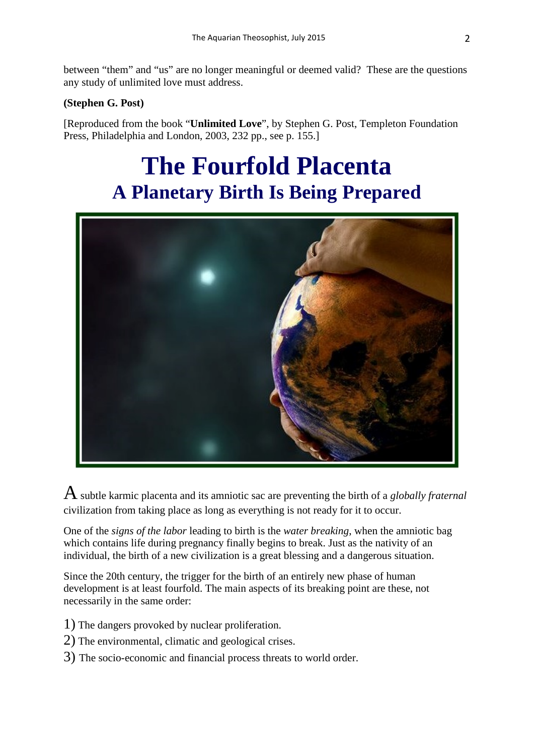between "them" and "us" are no longer meaningful or deemed valid? These are the questions any study of unlimited love must address.

**(Stephen G. Post)**

[Reproduced from the book "**Unlimited Love**", by Stephen G. Post, Templeton Foundation Press, Philadelphia and London, 2003, 232 pp., see p. 155.]

# The Fourfold Placenta

## A Planetary Birth Is Being Prepared

A subtle karmic placenta and its amniotic sac are preventing the birth of a *globally fraternal* civilization from taking place as long as everything is not ready for it to occur.

One of the *signs of the labor* leading to birth is the *water breaking,* when the amniotic bag which contains life during pregnancy finally begins to break. Just as the nativity of an individual, the birth of a new civilization is a great blessing and a dangerous situation.

Since the 20th century, the trigger for the birth of an entirely new phase of human development is at least fourfold. The main aspects of its breaking point are these, not necessarily in the same order:

1) The dangers provoked by nuclear proliferation.

2) The environmental, climatic and geological crises.

3) The socio-economic and financial process threats to world order.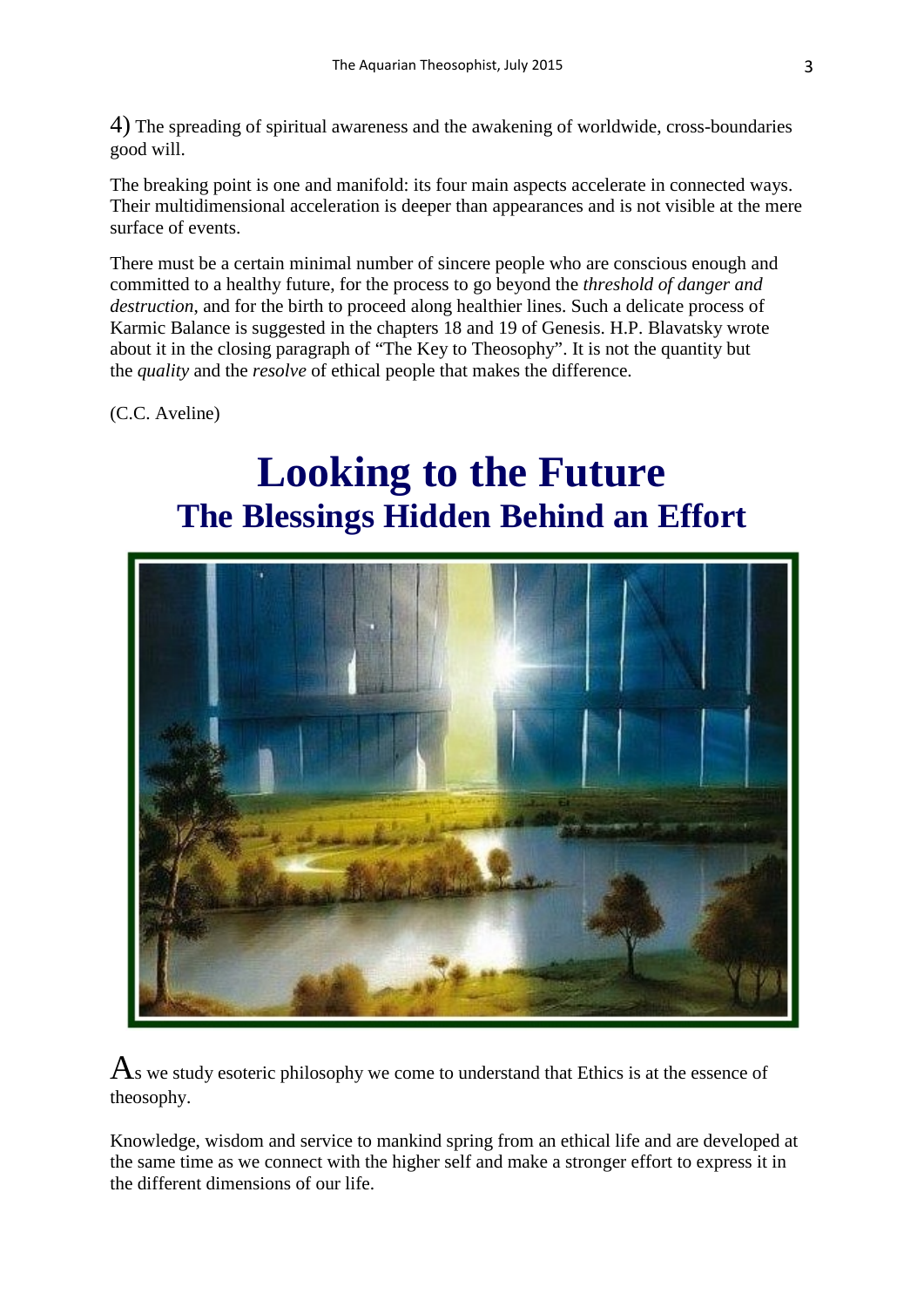4) The spreading of spiritual awareness and the awakening of worldwide, cross-boundaries good will.

The breaking point is one and manifold: its four main aspects accelerate in connected ways. Their multidimensional acceleration is deeper than appearances and is not visible at the mere surface of events.

There must be a certain minimal number of sincere people who are conscious enough and committed to a healthy future, for the process to go beyond the *threshold of danger and destruction*, and for the birth to proceed along healthier lines. Such a delicate process of Karmic Balance is suggested in the chapters 18 and 19 of Genesis. H.P. Blavatsky wrote about it in the closing paragraph of "The Key to Theosophy". It is not the quantity but the *quality* and the *resolve* of ethical people that makes the difference.

(C.C. Aveline)

# Looking to the Future

## The Blessings Hidden Behind an Effort

As we study esoteric philosophy we come to understand that Ethics is at the essence of theosophy.

Knowledge, wisdom and service to mankind spring from an ethical life and are developed at the same time as we connect with the higher self and make a stronger effort to express it in the different dimensions of our life.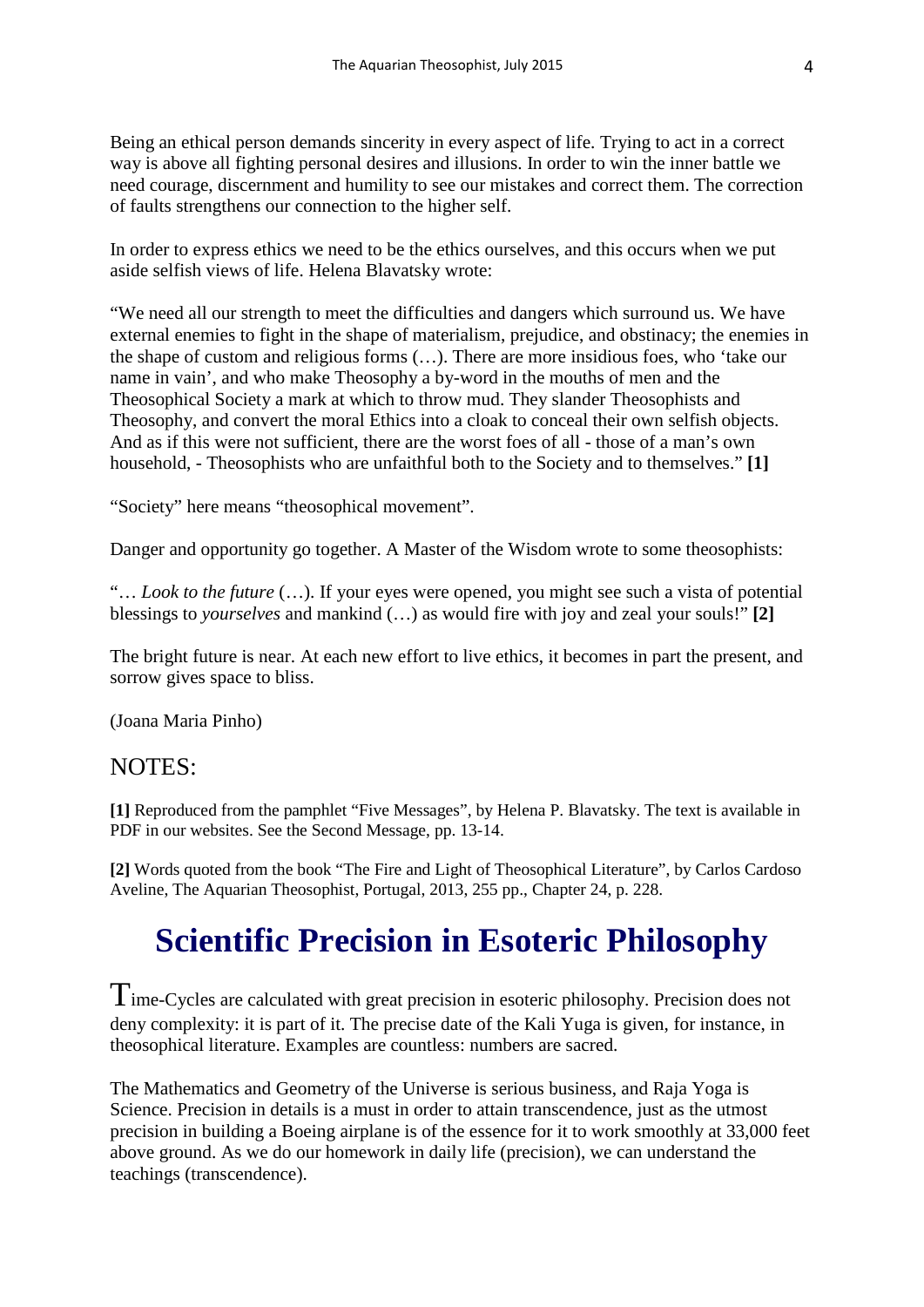Being an ethical person demands sincerity in every aspect of life. Trying to act in a correct way is above all fighting personal desires and illusions. In order to win the inner battle we need courage, discernment and humility to see our mistakes and correct them. The correction of faults strengthens our connection to the higher self.

In order to express ethics we need to be the ethics ourselves, and this occurs when we put aside selfish views of life. Helena Blavatsky wrote:

"We need all our strength to meet the difficulties and dangers which surround us. We have external enemies to fight in the shape of materialism, prejudice, and obstinacy; the enemies in the shape of custom and religious forms (…). There are more insidious foes, who 'take our name in vain', and who make Theosophy a by-word in the mouths of men and the Theosophical Society a mark at which to throw mud. They slander Theosophists and Theosophy, and convert the moral Ethics into a cloak to conceal their own selfish objects. And as if this were not sufficient, there are the worst foes of all - those of a man's own household, - Theosophists who are unfaithful both to the Society and to themselves." **[1]**

"Society" here means "theosophical movement".

Danger and opportunity go together. A Master of the Wisdom wrote to some theosophists:

"… *Look to the future* (…). If your eyes were opened, you might see such a vista of potential blessings to *yourselves* and mankind (…) as would fire with joy and zeal your souls!" **[2]**

The bright future is near. At each new effort to live ethics, it becomes in part the present, and sorrow gives space to bliss.

(Joana Maria Pinho)

## NOTES:

**[1]** Reproduced from the pamphlet "Five Messages", by Helena P. Blavatsky. The text is available in PDF in our websites. See the Second Message, pp. 13-14.

**[2]** Words quoted from the book "The Fire and Light of Theosophical Literature", by Carlos Cardoso Aveline, The Aquarian Theosophist, Portugal, 2013, 255 pp., Chapter 24, p. 228.

# Scientific Precision in Esoteric Philosophy

Time-Cycles are calculated with great precision in esoteric philosophy. Precision does not deny complexity: it is part of it. The precise date of the Kali Yuga is given, for instance, in theosophical literature. Examples are countless: numbers are sacred.

The Mathematics and Geometry of the Universe is serious business, and Raja Yoga is Science. Precision in details is a must in order to attain transcendence, just as the utmost precision in building a Boeing airplane is of the essence for it to work smoothly at 33,000 feet above ground. As we do our homework in daily life (precision), we can understand the teachings (transcendence).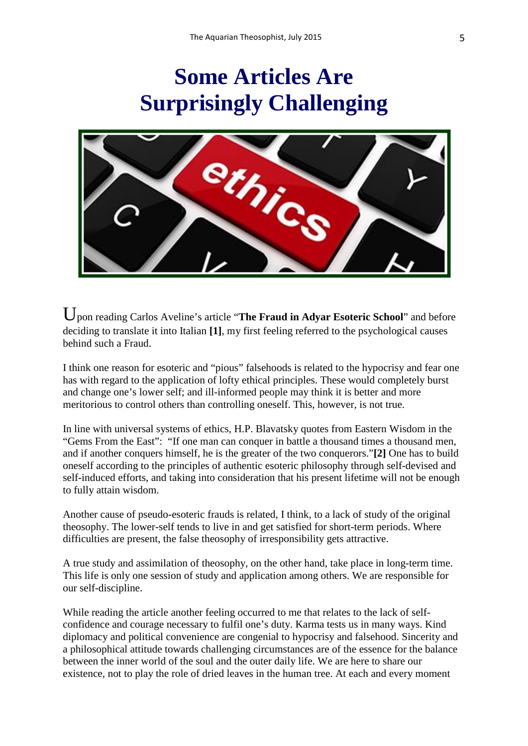# Some Articles Are Surprisingly Challenging

Upon reading Carlos Aveline's article "**The Fraud in Adyar Esoteric School**" and before deciding to translate it into Italian **[1]**, my first feeling referred to the psychological causes behind such a Fraud.

I think one reason for esoteric and "pious" falsehoods is related to the hypocrisy and fear one has with regard to the application of lofty ethical principles. These would completely burst and change one's lower self; and ill-informed people may think it is better and more meritorious to control others than controlling oneself. This, however, is not true.

In line with universal systems of ethics, H.P. Blavatsky quotes from Eastern Wisdom in the "Gems From the East": "If one man can conquer in battle a thousand times a thousand men, and if another conquers himself, he is the greater of the two conquerors."**[2]** One has to build oneself according to the principles of authentic esoteric philosophy through self-devised and self-induced efforts, and taking into consideration that his present lifetime will not be enough to fully attain wisdom.

Another cause of pseudo-esoteric frauds is related, I think, to a lack of study of the original theosophy. The lower-self tends to live in and get satisfied for short-term periods. Where difficulties are present, the false theosophy of irresponsibility gets attractive.

A true study and assimilation of theosophy, on the other hand, take place in long-term time. This life is only one session of study and application among others. We are responsible for our self-discipline.

While reading the article another feeling occurred to me that relates to the lack of self-confidence and courage necessary to fulfil one's duty. Karma tests us in many ways. Kind diplomacy and political convenience are congenial to hypocrisy and falsehood. Sincerity and a philosophical attitude towards challenging circumstances are of the essence for the balance between the inner world of the soul and the outer daily life. We are here to share our existence, not to play the role of dried leaves in the human tree. At each and every moment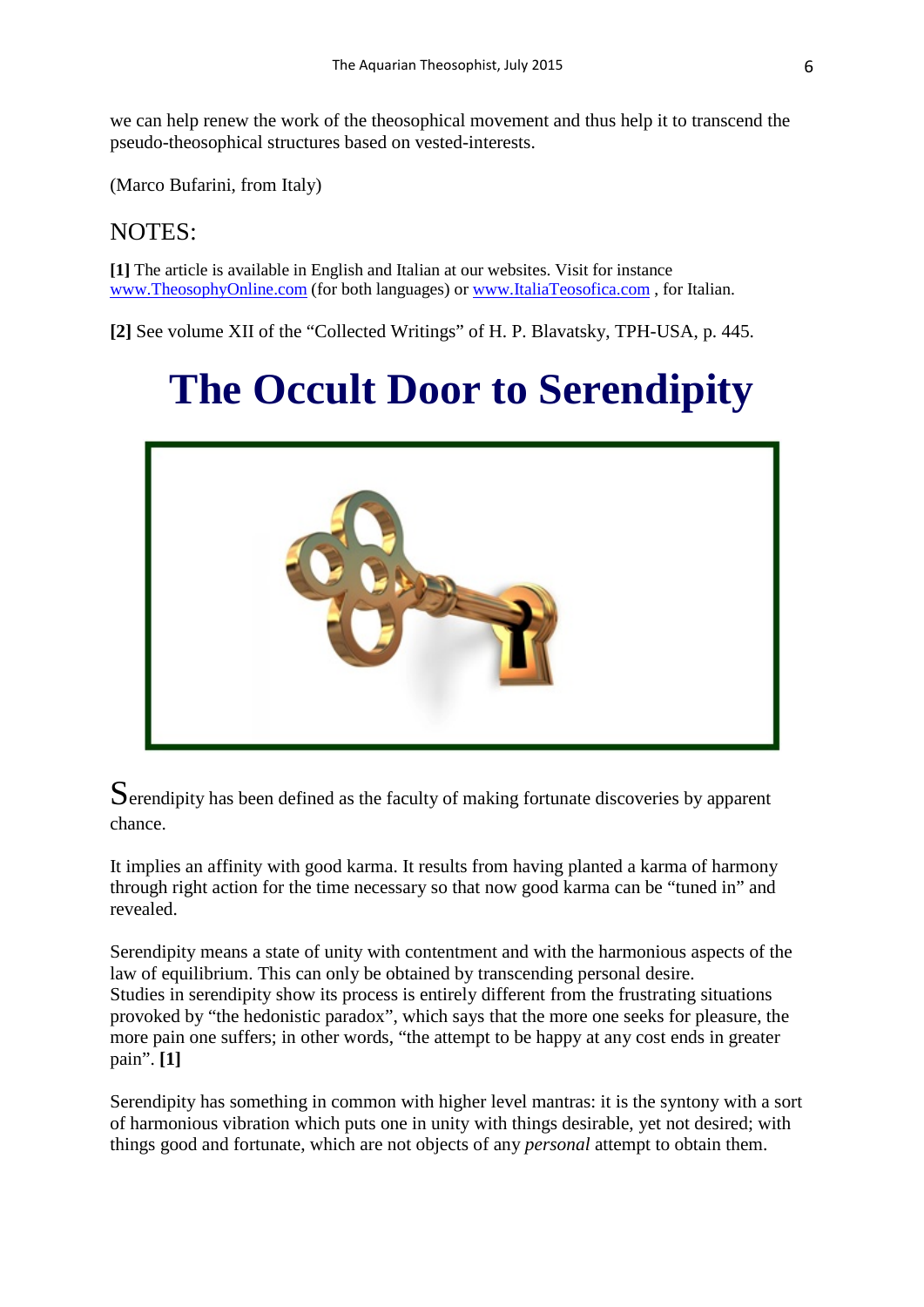we can help renew the work of the theosophical movement and thus help it to transcend the pseudo-theosophical structures based on vested-interests.

(Marco Bufarini, from Italy)

## NOTES:

**[1]** The article is available in English and Italian at our websites. Visit for instance www.TheosophyOnline.com (for both languages) or www.ItaliaTeosofica.com , for Italian.

**[2]** See volume XII of the "Collected Writings" of H. P. Blavatsky, TPH-USA, p. 445.

# The Occult Door to Serendipity

Serendipity has been defined as the faculty of making fortunate discoveries by apparent chance.

It implies an affinity with good karma. It results from having planted a karma of harmony through right action for the time necessary so that now good karma can be "tuned in" and revealed.

Serendipity means a state of unity with contentment and with the harmonious aspects of the law of equilibrium. This can only be obtained by transcending personal desire.
Studies in serendipity show its process is entirely different from the frustrating situations provoked by "the hedonistic paradox", which says that the more one seeks for pleasure, the more pain one suffers; in other words, "the attempt to be happy at any cost ends in greater pain". **[1]**

Serendipity has something in common with higher level mantras: it is the syntony with a sort of harmonious vibration which puts one in unity with things desirable, yet not desired; with things good and fortunate, which are not objects of any *personal* attempt to obtain them.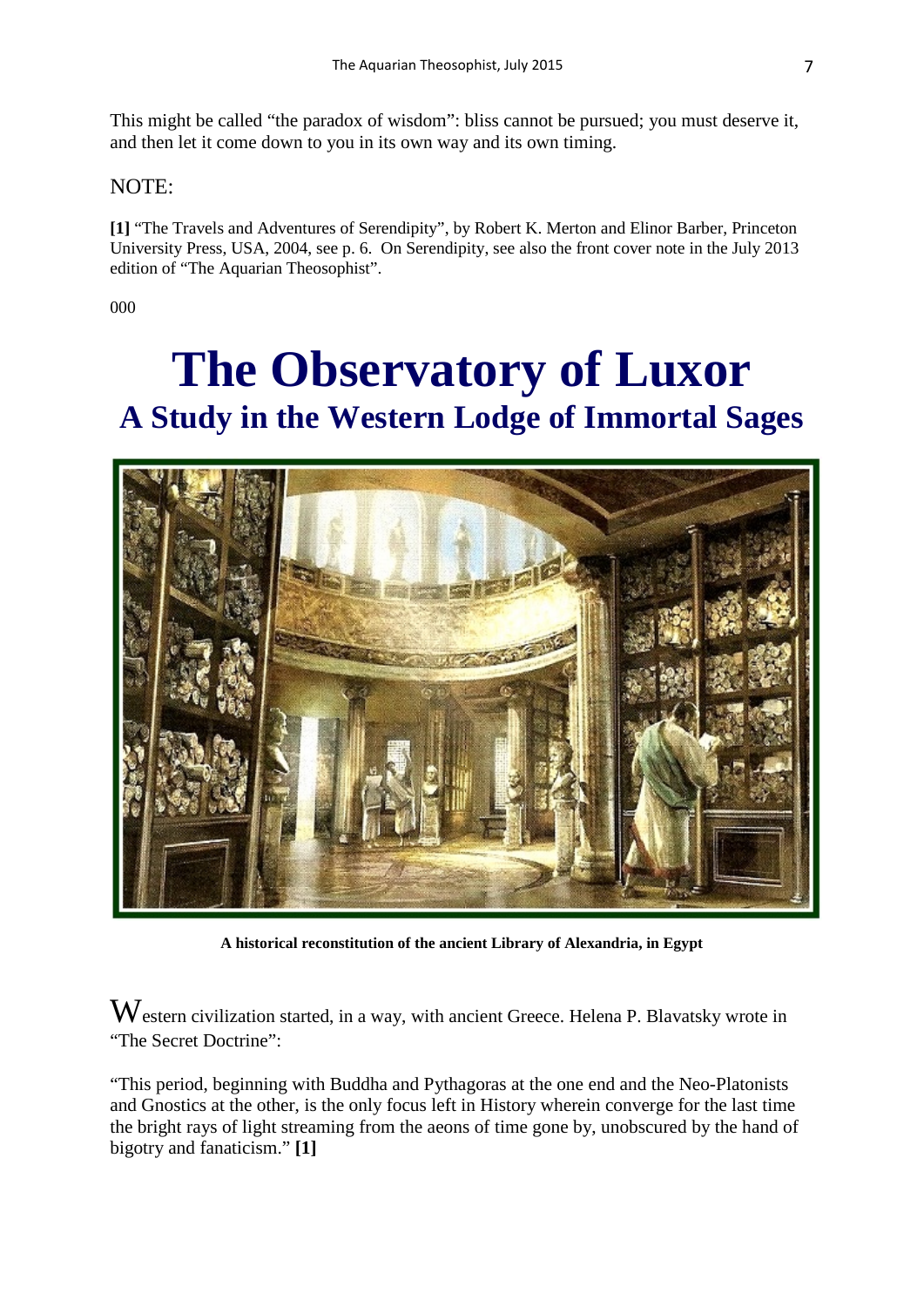This might be called "the paradox of wisdom": bliss cannot be pursued; you must deserve it, and then let it come down to you in its own way and its own timing.

NOTE:

**[1]** "The Travels and Adventures of Serendipity", by Robert K. Merton and Elinor Barber, Princeton University Press, USA, 2004, see p. 6. On Serendipity, see also the front cover note in the July 2013 edition of "The Aquarian Theosophist".

000

# The Observatory of Luxor

## A Study in the Western Lodge of Immortal Sages

**A historical reconstitution of the ancient Library of Alexandria, in Egypt**

Western civilization started, in a way, with ancient Greece. Helena P. Blavatsky wrote in "The Secret Doctrine":

"This period, beginning with Buddha and Pythagoras at the one end and the Neo-Platonists and Gnostics at the other, is the only focus left in History wherein converge for the last time the bright rays of light streaming from the aeons of time gone by, unobscured by the hand of bigotry and fanaticism." **[1]**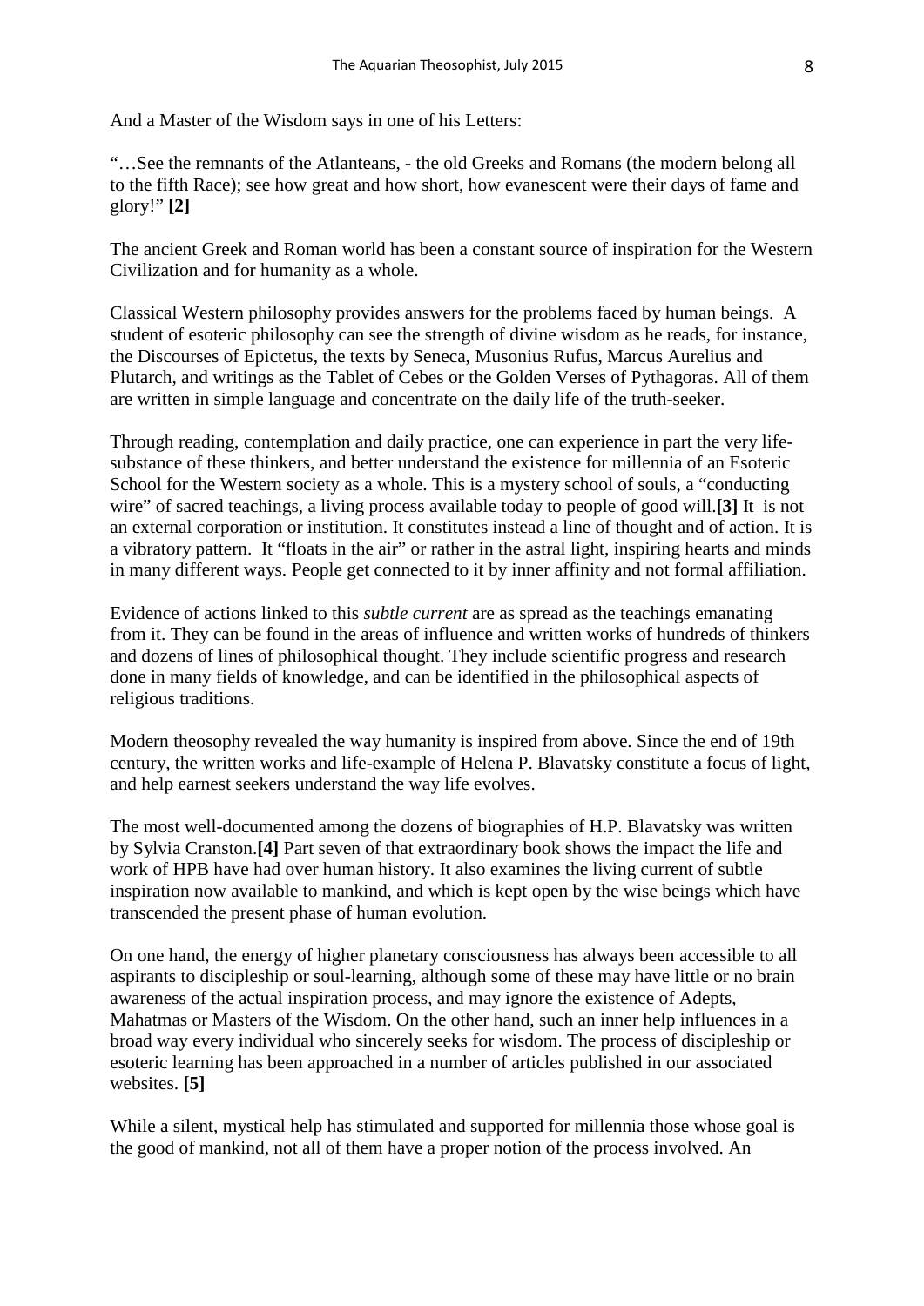And a Master of the Wisdom says in one of his Letters:

"…See the remnants of the Atlanteans, - the old Greeks and Romans (the modern belong all to the fifth Race); see how great and how short, how evanescent were their days of fame and glory!" **[2]**

The ancient Greek and Roman world has been a constant source of inspiration for the Western Civilization and for humanity as a whole.

Classical Western philosophy provides answers for the problems faced by human beings. A student of esoteric philosophy can see the strength of divine wisdom as he reads, for instance, the Discourses of Epictetus, the texts by Seneca, Musonius Rufus, Marcus Aurelius and Plutarch, and writings as the Tablet of Cebes or the Golden Verses of Pythagoras. All of them are written in simple language and concentrate on the daily life of the truth-seeker.

Through reading, contemplation and daily practice, one can experience in part the very life-substance of these thinkers, and better understand the existence for millennia of an Esoteric School for the Western society as a whole. This is a mystery school of souls, a "conducting wire" of sacred teachings, a living process available today to people of good will.**[3]** It is not an external corporation or institution. It constitutes instead a line of thought and of action. It is a vibratory pattern. It "floats in the air" or rather in the astral light, inspiring hearts and minds in many different ways. People get connected to it by inner affinity and not formal affiliation.

Evidence of actions linked to this *subtle current* are as spread as the teachings emanating from it. They can be found in the areas of influence and written works of hundreds of thinkers and dozens of lines of philosophical thought. They include scientific progress and research done in many fields of knowledge, and can be identified in the philosophical aspects of religious traditions.

Modern theosophy revealed the way humanity is inspired from above. Since the end of 19th century, the written works and life-example of Helena P. Blavatsky constitute a focus of light, and help earnest seekers understand the way life evolves.

The most well-documented among the dozens of biographies of H.P. Blavatsky was written by Sylvia Cranston.**[4]** Part seven of that extraordinary book shows the impact the life and work of HPB have had over human history. It also examines the living current of subtle inspiration now available to mankind, and which is kept open by the wise beings which have transcended the present phase of human evolution.

On one hand, the energy of higher planetary consciousness has always been accessible to all aspirants to discipleship or soul-learning, although some of these may have little or no brain awareness of the actual inspiration process, and may ignore the existence of Adepts, Mahatmas or Masters of the Wisdom. On the other hand, such an inner help influences in a broad way every individual who sincerely seeks for wisdom. The process of discipleship or esoteric learning has been approached in a number of articles published in our associated websites. **[5]**

While a silent, mystical help has stimulated and supported for millennia those whose goal is the good of mankind, not all of them have a proper notion of the process involved. An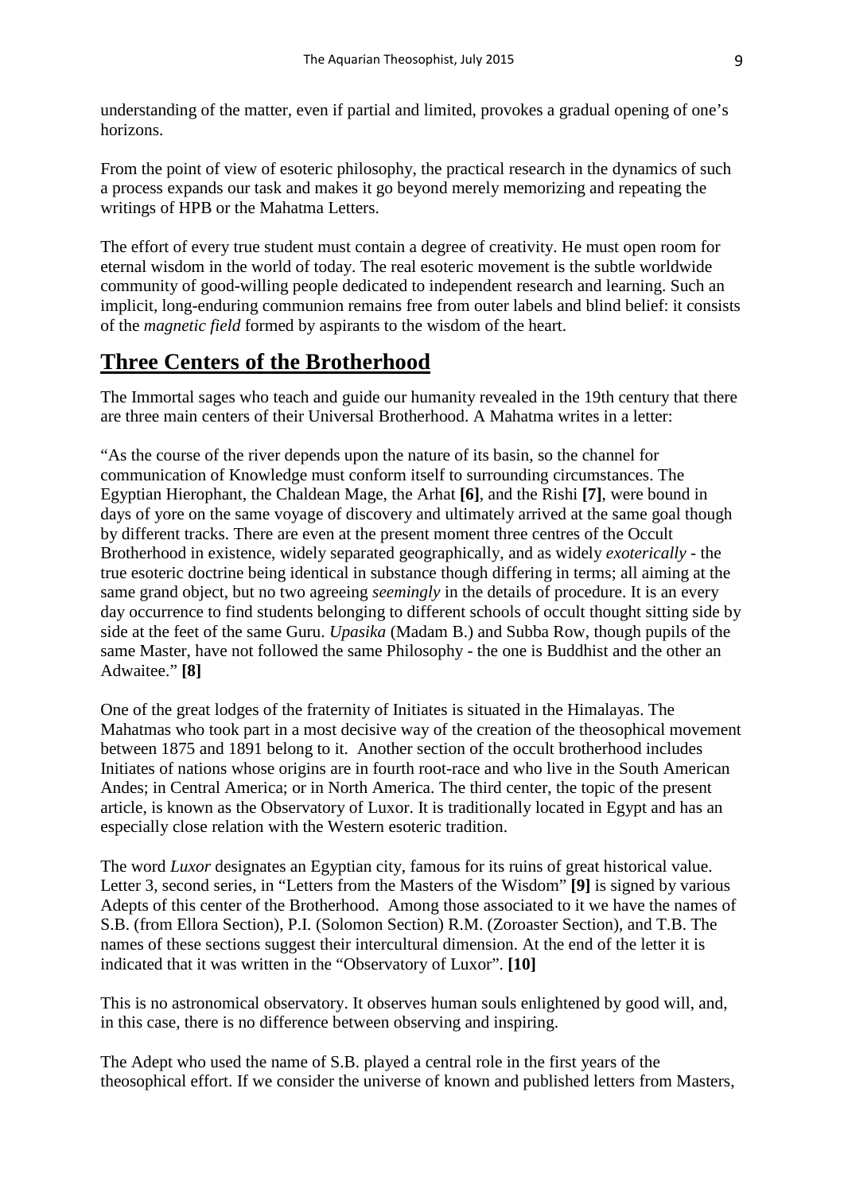understanding of the matter, even if partial and limited, provokes a gradual opening of one's horizons.

From the point of view of esoteric philosophy, the practical research in the dynamics of such a process expands our task and makes it go beyond merely memorizing and repeating the writings of HPB or the Mahatma Letters.

The effort of every true student must contain a degree of creativity. He must open room for eternal wisdom in the world of today. The real esoteric movement is the subtle worldwide community of good-willing people dedicated to independent research and learning. Such an implicit, long-enduring communion remains free from outer labels and blind belief: it consists of the *magnetic field* formed by aspirants to the wisdom of the heart.

## Three Centers of the Brotherhood

The Immortal sages who teach and guide our humanity revealed in the 19th century that there are three main centers of their Universal Brotherhood. A Mahatma writes in a letter:

"As the course of the river depends upon the nature of its basin, so the channel for communication of Knowledge must conform itself to surrounding circumstances. The Egyptian Hierophant, the Chaldean Mage, the Arhat **[6]**, and the Rishi **[7]**, were bound in days of yore on the same voyage of discovery and ultimately arrived at the same goal though by different tracks. There are even at the present moment three centres of the Occult Brotherhood in existence, widely separated geographically, and as widely *exoterically* - the true esoteric doctrine being identical in substance though differing in terms; all aiming at the same grand object, but no two agreeing *seemingly* in the details of procedure. It is an every day occurrence to find students belonging to different schools of occult thought sitting side by side at the feet of the same Guru. *Upasika* (Madam B.) and Subba Row, though pupils of the same Master, have not followed the same Philosophy - the one is Buddhist and the other an Adwaitee." **[8]**

One of the great lodges of the fraternity of Initiates is situated in the Himalayas. The Mahatmas who took part in a most decisive way of the creation of the theosophical movement between 1875 and 1891 belong to it. Another section of the occult brotherhood includes Initiates of nations whose origins are in fourth root-race and who live in the South American Andes; in Central America; or in North America. The third center, the topic of the present article, is known as the Observatory of Luxor. It is traditionally located in Egypt and has an especially close relation with the Western esoteric tradition.

The word *Luxor* designates an Egyptian city, famous for its ruins of great historical value. Letter 3, second series, in "Letters from the Masters of the Wisdom" **[9]** is signed by various Adepts of this center of the Brotherhood. Among those associated to it we have the names of S.B. (from Ellora Section), P.I. (Solomon Section) R.M. (Zoroaster Section), and T.B. The names of these sections suggest their intercultural dimension. At the end of the letter it is indicated that it was written in the "Observatory of Luxor". **[10]**

This is no astronomical observatory. It observes human souls enlightened by good will, and, in this case, there is no difference between observing and inspiring.

The Adept who used the name of S.B. played a central role in the first years of the theosophical effort. If we consider the universe of known and published letters from Masters,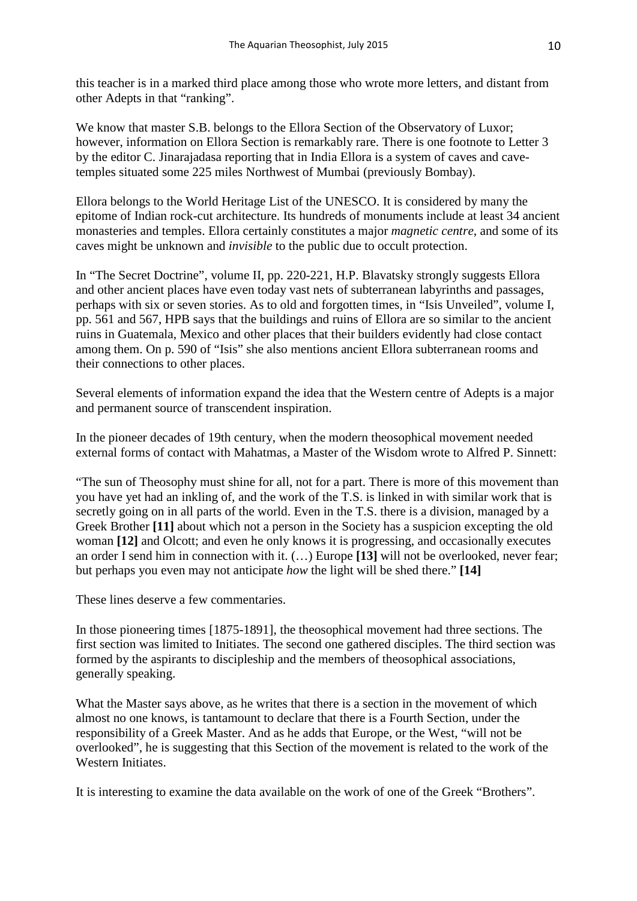this teacher is in a marked third place among those who wrote more letters, and distant from other Adepts in that "ranking".

We know that master S.B. belongs to the Ellora Section of the Observatory of Luxor; however, information on Ellora Section is remarkably rare. There is one footnote to Letter 3 by the editor C. Jinarajadasa reporting that in India Ellora is a system of caves and cave-temples situated some 225 miles Northwest of Mumbai (previously Bombay).

Ellora belongs to the World Heritage List of the UNESCO. It is considered by many the epitome of Indian rock-cut architecture. Its hundreds of monuments include at least 34 ancient monasteries and temples. Ellora certainly constitutes a major *magnetic centre*, and some of its caves might be unknown and *invisible* to the public due to occult protection.

In "The Secret Doctrine", volume II, pp. 220-221, H.P. Blavatsky strongly suggests Ellora and other ancient places have even today vast nets of subterranean labyrinths and passages, perhaps with six or seven stories. As to old and forgotten times, in "Isis Unveiled", volume I, pp. 561 and 567, HPB says that the buildings and ruins of Ellora are so similar to the ancient ruins in Guatemala, Mexico and other places that their builders evidently had close contact among them. On p. 590 of "Isis" she also mentions ancient Ellora subterranean rooms and their connections to other places.

Several elements of information expand the idea that the Western centre of Adepts is a major and permanent source of transcendent inspiration.

In the pioneer decades of 19th century, when the modern theosophical movement needed external forms of contact with Mahatmas, a Master of the Wisdom wrote to Alfred P. Sinnett:

"The sun of Theosophy must shine for all, not for a part. There is more of this movement than you have yet had an inkling of, and the work of the T.S. is linked in with similar work that is secretly going on in all parts of the world. Even in the T.S. there is a division, managed by a Greek Brother **[11]** about which not a person in the Society has a suspicion excepting the old woman **[12]** and Olcott; and even he only knows it is progressing, and occasionally executes an order I send him in connection with it. (…) Europe **[13]** will not be overlooked, never fear; but perhaps you even may not anticipate *how* the light will be shed there." **[14]**

These lines deserve a few commentaries.

In those pioneering times [1875-1891], the theosophical movement had three sections. The first section was limited to Initiates. The second one gathered disciples. The third section was formed by the aspirants to discipleship and the members of theosophical associations, generally speaking.

What the Master says above, as he writes that there is a section in the movement of which almost no one knows, is tantamount to declare that there is a Fourth Section, under the responsibility of a Greek Master. And as he adds that Europe, or the West, "will not be overlooked", he is suggesting that this Section of the movement is related to the work of the Western Initiates.

It is interesting to examine the data available on the work of one of the Greek "Brothers".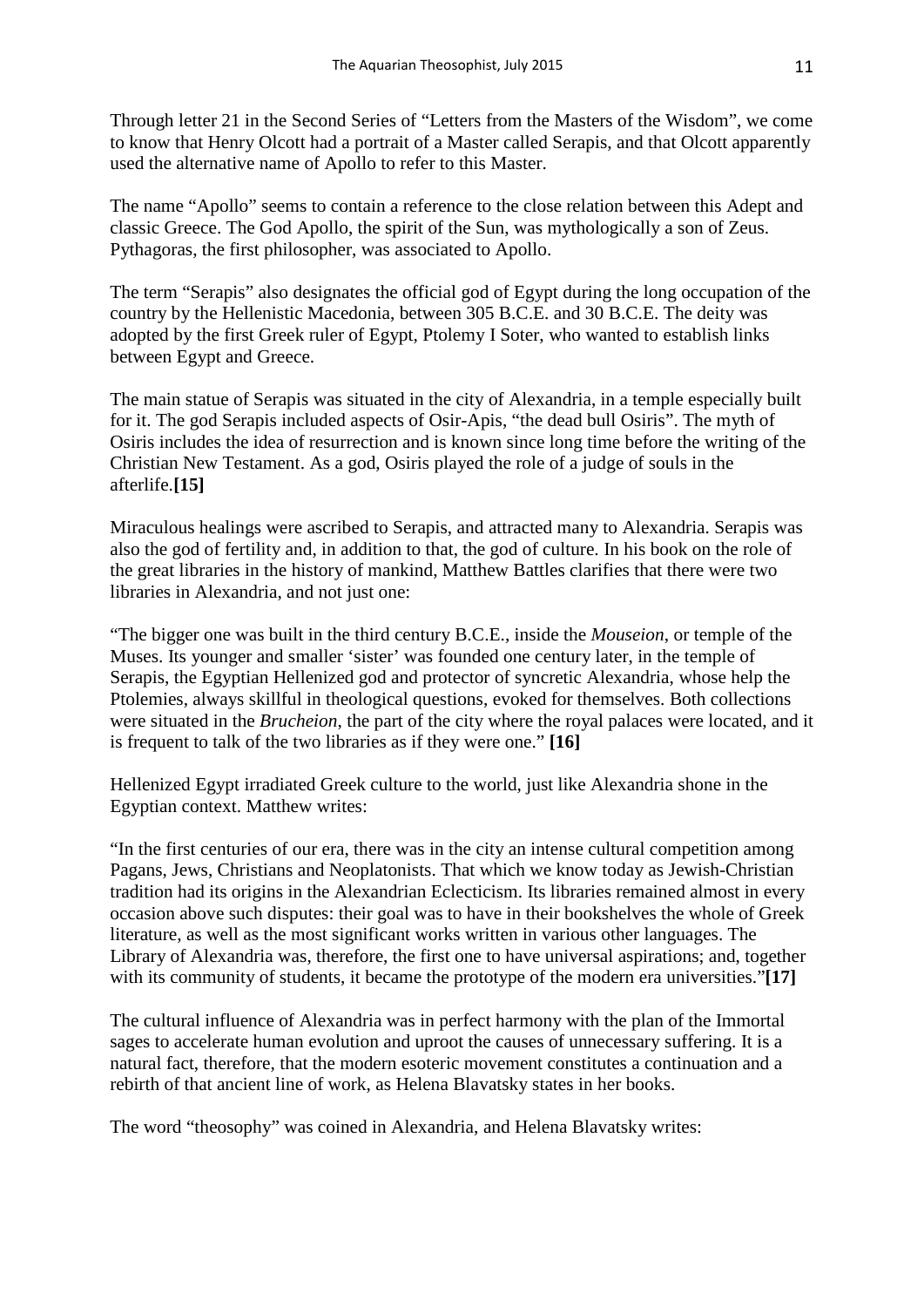Through letter 21 in the Second Series of "Letters from the Masters of the Wisdom", we come to know that Henry Olcott had a portrait of a Master called Serapis, and that Olcott apparently used the alternative name of Apollo to refer to this Master.

The name "Apollo" seems to contain a reference to the close relation between this Adept and classic Greece. The God Apollo, the spirit of the Sun, was mythologically a son of Zeus. Pythagoras, the first philosopher, was associated to Apollo.

The term "Serapis" also designates the official god of Egypt during the long occupation of the country by the Hellenistic Macedonia, between 305 B.C.E. and 30 B.C.E. The deity was adopted by the first Greek ruler of Egypt, Ptolemy I Soter, who wanted to establish links between Egypt and Greece.

The main statue of Serapis was situated in the city of Alexandria, in a temple especially built for it. The god Serapis included aspects of Osir-Apis, "the dead bull Osiris". The myth of Osiris includes the idea of resurrection and is known since long time before the writing of the Christian New Testament. As a god, Osiris played the role of a judge of souls in the afterlife.**[15]**

Miraculous healings were ascribed to Serapis, and attracted many to Alexandria. Serapis was also the god of fertility and, in addition to that, the god of culture. In his book on the role of the great libraries in the history of mankind, Matthew Battles clarifies that there were two libraries in Alexandria, and not just one:

"The bigger one was built in the third century B.C.E., inside the *Mouseion*, or temple of the Muses. Its younger and smaller 'sister' was founded one century later, in the temple of Serapis, the Egyptian Hellenized god and protector of syncretic Alexandria, whose help the Ptolemies, always skillful in theological questions, evoked for themselves. Both collections were situated in the *Brucheion*, the part of the city where the royal palaces were located, and it is frequent to talk of the two libraries as if they were one." **[16]**

Hellenized Egypt irradiated Greek culture to the world, just like Alexandria shone in the Egyptian context. Matthew writes:

"In the first centuries of our era, there was in the city an intense cultural competition among Pagans, Jews, Christians and Neoplatonists. That which we know today as Jewish-Christian tradition had its origins in the Alexandrian Eclecticism. Its libraries remained almost in every occasion above such disputes: their goal was to have in their bookshelves the whole of Greek literature, as well as the most significant works written in various other languages. The Library of Alexandria was, therefore, the first one to have universal aspirations; and, together with its community of students, it became the prototype of the modern era universities."**[17]**

The cultural influence of Alexandria was in perfect harmony with the plan of the Immortal sages to accelerate human evolution and uproot the causes of unnecessary suffering. It is a natural fact, therefore, that the modern esoteric movement constitutes a continuation and a rebirth of that ancient line of work, as Helena Blavatsky states in her books.

The word "theosophy" was coined in Alexandria, and Helena Blavatsky writes: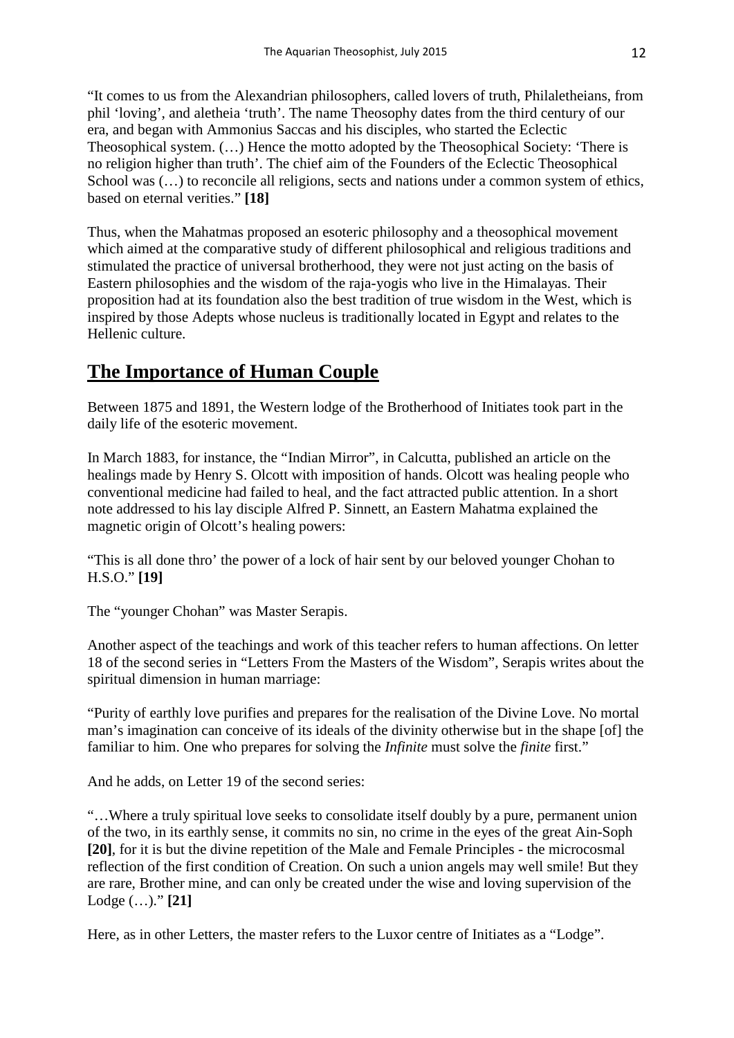"It comes to us from the Alexandrian philosophers, called lovers of truth, Philaletheians, from phil 'loving', and aletheia 'truth'. The name Theosophy dates from the third century of our era, and began with Ammonius Saccas and his disciples, who started the Eclectic Theosophical system. (…) Hence the motto adopted by the Theosophical Society: 'There is no religion higher than truth'. The chief aim of the Founders of the Eclectic Theosophical School was (…) to reconcile all religions, sects and nations under a common system of ethics, based on eternal verities." **[18]**

Thus, when the Mahatmas proposed an esoteric philosophy and a theosophical movement which aimed at the comparative study of different philosophical and religious traditions and stimulated the practice of universal brotherhood, they were not just acting on the basis of Eastern philosophies and the wisdom of the raja-yogis who live in the Himalayas. Their proposition had at its foundation also the best tradition of true wisdom in the West, which is inspired by those Adepts whose nucleus is traditionally located in Egypt and relates to the Hellenic culture.

## The Importance of Human Couple

Between 1875 and 1891, the Western lodge of the Brotherhood of Initiates took part in the daily life of the esoteric movement.

In March 1883, for instance, the "Indian Mirror", in Calcutta, published an article on the healings made by Henry S. Olcott with imposition of hands. Olcott was healing people who conventional medicine had failed to heal, and the fact attracted public attention. In a short note addressed to his lay disciple Alfred P. Sinnett, an Eastern Mahatma explained the magnetic origin of Olcott's healing powers:

"This is all done thro' the power of a lock of hair sent by our beloved younger Chohan to H.S.O." **[19]**

The "younger Chohan" was Master Serapis.

Another aspect of the teachings and work of this teacher refers to human affections. On letter 18 of the second series in "Letters From the Masters of the Wisdom", Serapis writes about the spiritual dimension in human marriage:

"Purity of earthly love purifies and prepares for the realisation of the Divine Love. No mortal man's imagination can conceive of its ideals of the divinity otherwise but in the shape [of] the familiar to him. One who prepares for solving the *Infinite* must solve the *finite* first."

And he adds, on Letter 19 of the second series:

"…Where a truly spiritual love seeks to consolidate itself doubly by a pure, permanent union of the two, in its earthly sense, it commits no sin, no crime in the eyes of the great Ain-Soph **[20]**, for it is but the divine repetition of the Male and Female Principles - the microcosmal reflection of the first condition of Creation. On such a union angels may well smile! But they are rare, Brother mine, and can only be created under the wise and loving supervision of the Lodge (…)." **[21]**

Here, as in other Letters, the master refers to the Luxor centre of Initiates as a "Lodge".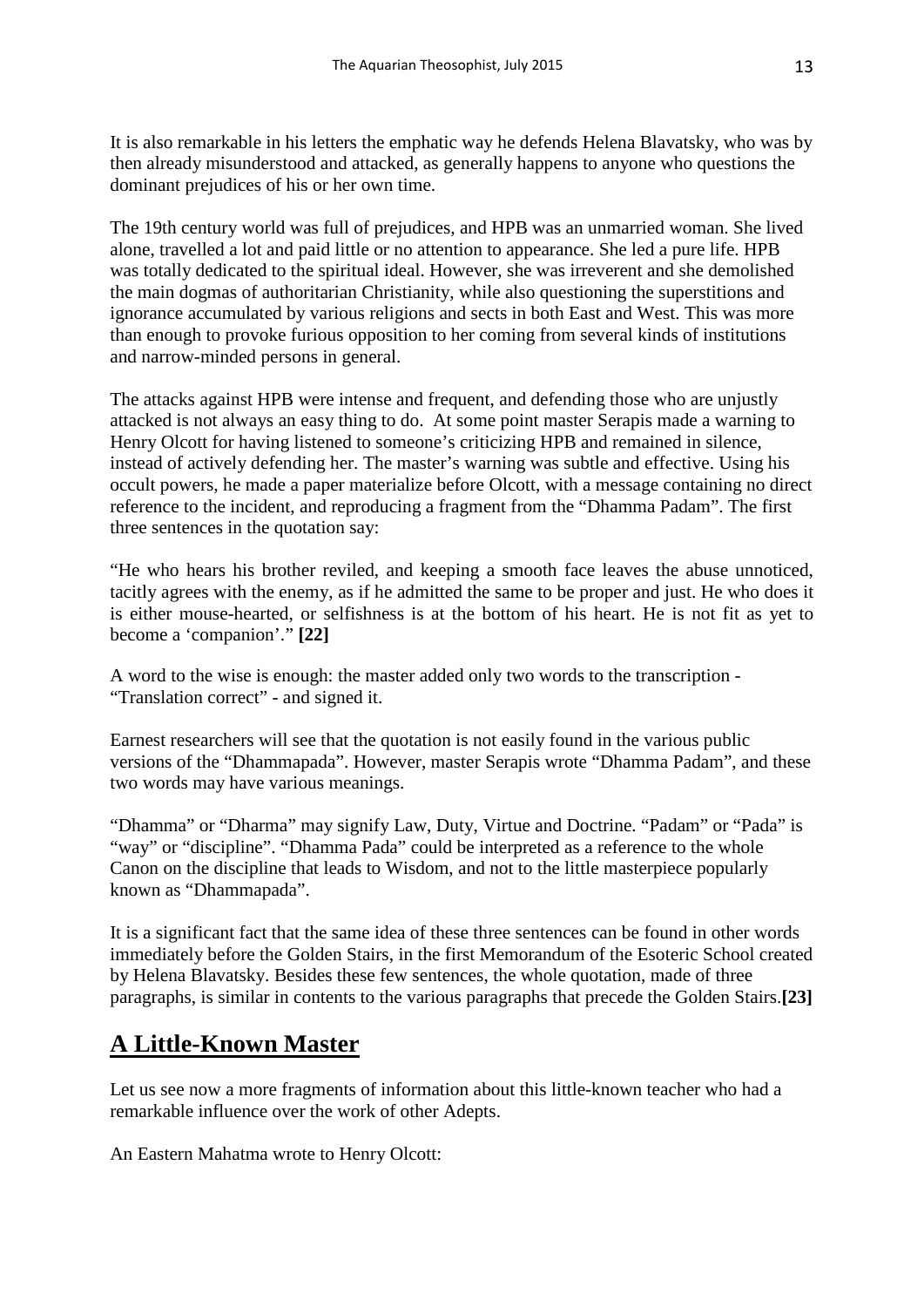It is also remarkable in his letters the emphatic way he defends Helena Blavatsky, who was by then already misunderstood and attacked, as generally happens to anyone who questions the dominant prejudices of his or her own time.

The 19th century world was full of prejudices, and HPB was an unmarried woman. She lived alone, travelled a lot and paid little or no attention to appearance. She led a pure life. HPB was totally dedicated to the spiritual ideal. However, she was irreverent and she demolished the main dogmas of authoritarian Christianity, while also questioning the superstitions and ignorance accumulated by various religions and sects in both East and West. This was more than enough to provoke furious opposition to her coming from several kinds of institutions and narrow-minded persons in general.

The attacks against HPB were intense and frequent, and defending those who are unjustly attacked is not always an easy thing to do. At some point master Serapis made a warning to Henry Olcott for having listened to someone's criticizing HPB and remained in silence, instead of actively defending her. The master's warning was subtle and effective. Using his occult powers, he made a paper materialize before Olcott, with a message containing no direct reference to the incident, and reproducing a fragment from the "Dhamma Padam". The first three sentences in the quotation say:

"He who hears his brother reviled, and keeping a smooth face leaves the abuse unnoticed, tacitly agrees with the enemy, as if he admitted the same to be proper and just. He who does it is either mouse-hearted, or selfishness is at the bottom of his heart. He is not fit as yet to become a 'companion'." **[22]**

A word to the wise is enough: the master added only two words to the transcription - "Translation correct" - and signed it.

Earnest researchers will see that the quotation is not easily found in the various public versions of the "Dhammapada". However, master Serapis wrote "Dhamma Padam", and these two words may have various meanings.

"Dhamma" or "Dharma" may signify Law, Duty, Virtue and Doctrine. "Padam" or "Pada" is "way" or "discipline". "Dhamma Pada" could be interpreted as a reference to the whole Canon on the discipline that leads to Wisdom, and not to the little masterpiece popularly known as "Dhammapada".

It is a significant fact that the same idea of these three sentences can be found in other words immediately before the Golden Stairs, in the first Memorandum of the Esoteric School created by Helena Blavatsky. Besides these few sentences, the whole quotation, made of three paragraphs, is similar in contents to the various paragraphs that precede the Golden Stairs.**[23]**

## A Little-Known Master

Let us see now a more fragments of information about this little-known teacher who had a remarkable influence over the work of other Adepts.

An Eastern Mahatma wrote to Henry Olcott: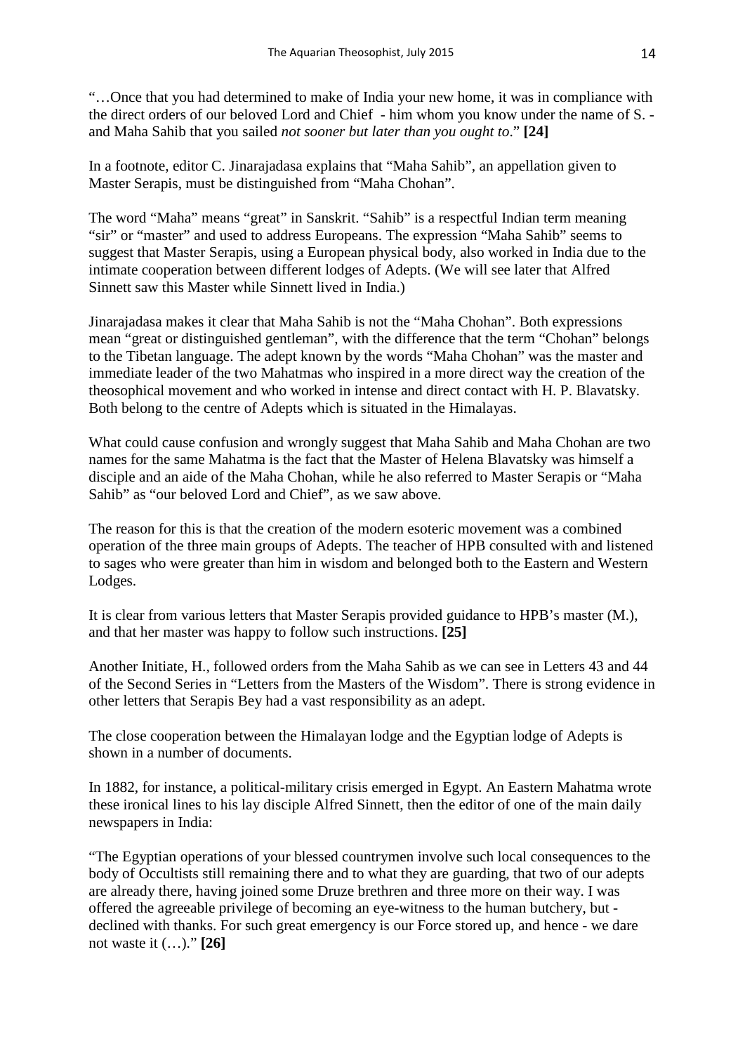"…Once that you had determined to make of India your new home, it was in compliance with the direct orders of our beloved Lord and Chief - him whom you know under the name of S. - and Maha Sahib that you sailed *not sooner but later than you ought to*." **[24]**

In a footnote, editor C. Jinarajadasa explains that "Maha Sahib", an appellation given to Master Serapis, must be distinguished from "Maha Chohan".

The word "Maha" means "great" in Sanskrit. "Sahib" is a respectful Indian term meaning "sir" or "master" and used to address Europeans. The expression "Maha Sahib" seems to suggest that Master Serapis, using a European physical body, also worked in India due to the intimate cooperation between different lodges of Adepts. (We will see later that Alfred Sinnett saw this Master while Sinnett lived in India.)

Jinarajadasa makes it clear that Maha Sahib is not the "Maha Chohan". Both expressions mean "great or distinguished gentleman", with the difference that the term "Chohan" belongs to the Tibetan language. The adept known by the words "Maha Chohan" was the master and immediate leader of the two Mahatmas who inspired in a more direct way the creation of the theosophical movement and who worked in intense and direct contact with H. P. Blavatsky. Both belong to the centre of Adepts which is situated in the Himalayas.

What could cause confusion and wrongly suggest that Maha Sahib and Maha Chohan are two names for the same Mahatma is the fact that the Master of Helena Blavatsky was himself a disciple and an aide of the Maha Chohan, while he also referred to Master Serapis or "Maha Sahib" as "our beloved Lord and Chief", as we saw above.

The reason for this is that the creation of the modern esoteric movement was a combined operation of the three main groups of Adepts. The teacher of HPB consulted with and listened to sages who were greater than him in wisdom and belonged both to the Eastern and Western Lodges.

It is clear from various letters that Master Serapis provided guidance to HPB's master (M.), and that her master was happy to follow such instructions. **[25]**

Another Initiate, H., followed orders from the Maha Sahib as we can see in Letters 43 and 44 of the Second Series in "Letters from the Masters of the Wisdom". There is strong evidence in other letters that Serapis Bey had a vast responsibility as an adept.

The close cooperation between the Himalayan lodge and the Egyptian lodge of Adepts is shown in a number of documents.

In 1882, for instance, a political-military crisis emerged in Egypt. An Eastern Mahatma wrote these ironical lines to his lay disciple Alfred Sinnett, then the editor of one of the main daily newspapers in India:

"The Egyptian operations of your blessed countrymen involve such local consequences to the body of Occultists still remaining there and to what they are guarding, that two of our adepts are already there, having joined some Druze brethren and three more on their way. I was offered the agreeable privilege of becoming an eye-witness to the human butchery, but - declined with thanks. For such great emergency is our Force stored up, and hence - we dare not waste it (…)." **[26]**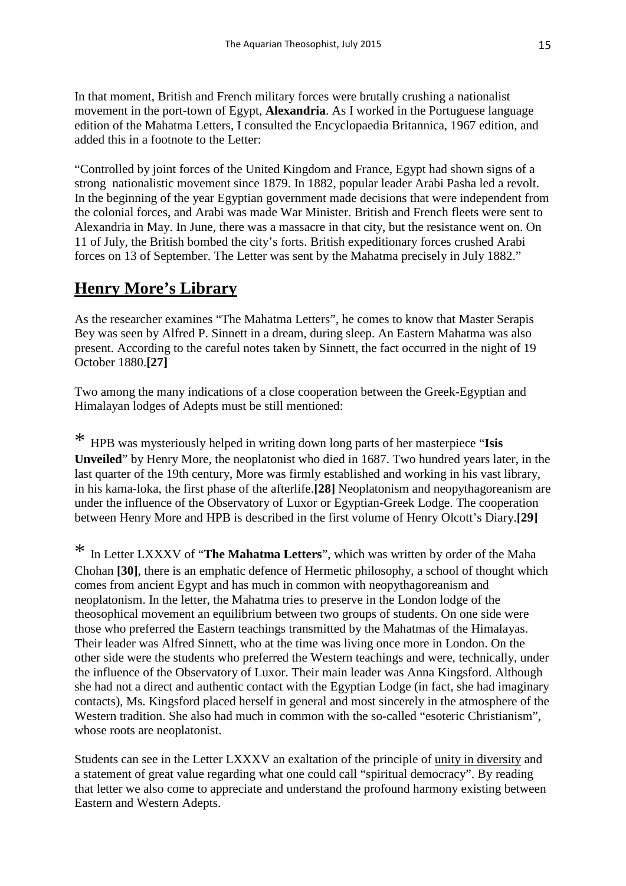In that moment, British and French military forces were brutally crushing a nationalist movement in the port-town of Egypt, **Alexandria**. As I worked in the Portuguese language edition of the Mahatma Letters, I consulted the Encyclopaedia Britannica, 1967 edition, and added this in a footnote to the Letter:

"Controlled by joint forces of the United Kingdom and France, Egypt had shown signs of a strong nationalistic movement since 1879. In 1882, popular leader Arabi Pasha led a revolt. In the beginning of the year Egyptian government made decisions that were independent from the colonial forces, and Arabi was made War Minister. British and French fleets were sent to Alexandria in May. In June, there was a massacre in that city, but the resistance went on. On 11 of July, the British bombed the city's forts. British expeditionary forces crushed Arabi forces on 13 of September. The Letter was sent by the Mahatma precisely in July 1882."

## Henry More's Library

As the researcher examines "The Mahatma Letters", he comes to know that Master Serapis Bey was seen by Alfred P. Sinnett in a dream, during sleep. An Eastern Mahatma was also present. According to the careful notes taken by Sinnett, the fact occurred in the night of 19 October 1880.**[27]**

Two among the many indications of a close cooperation between the Greek-Egyptian and Himalayan lodges of Adepts must be still mentioned:

\* HPB was mysteriously helped in writing down long parts of her masterpiece "**Isis Unveiled**" by Henry More, the neoplatonist who died in 1687. Two hundred years later, in the last quarter of the 19th century, More was firmly established and working in his vast library, in his kama-loka, the first phase of the afterlife.**[28]** Neoplatonism and neopythagoreanism are under the influence of the Observatory of Luxor or Egyptian-Greek Lodge. The cooperation between Henry More and HPB is described in the first volume of Henry Olcott's Diary.**[29]**

\* In Letter LXXXV of "**The Mahatma Letters**", which was written by order of the Maha Chohan **[30]**, there is an emphatic defence of Hermetic philosophy, a school of thought which comes from ancient Egypt and has much in common with neopythagoreanism and neoplatonism. In the letter, the Mahatma tries to preserve in the London lodge of the theosophical movement an equilibrium between two groups of students. On one side were those who preferred the Eastern teachings transmitted by the Mahatmas of the Himalayas. Their leader was Alfred Sinnett, who at the time was living once more in London. On the other side were the students who preferred the Western teachings and were, technically, under the influence of the Observatory of Luxor. Their main leader was Anna Kingsford. Although she had not a direct and authentic contact with the Egyptian Lodge (in fact, she had imaginary contacts), Ms. Kingsford placed herself in general and most sincerely in the atmosphere of the Western tradition. She also had much in common with the so-called "esoteric Christianism", whose roots are neoplatonist.

Students can see in the Letter LXXXV an exaltation of the principle of unity in diversity and a statement of great value regarding what one could call "spiritual democracy". By reading that letter we also come to appreciate and understand the profound harmony existing between Eastern and Western Adepts.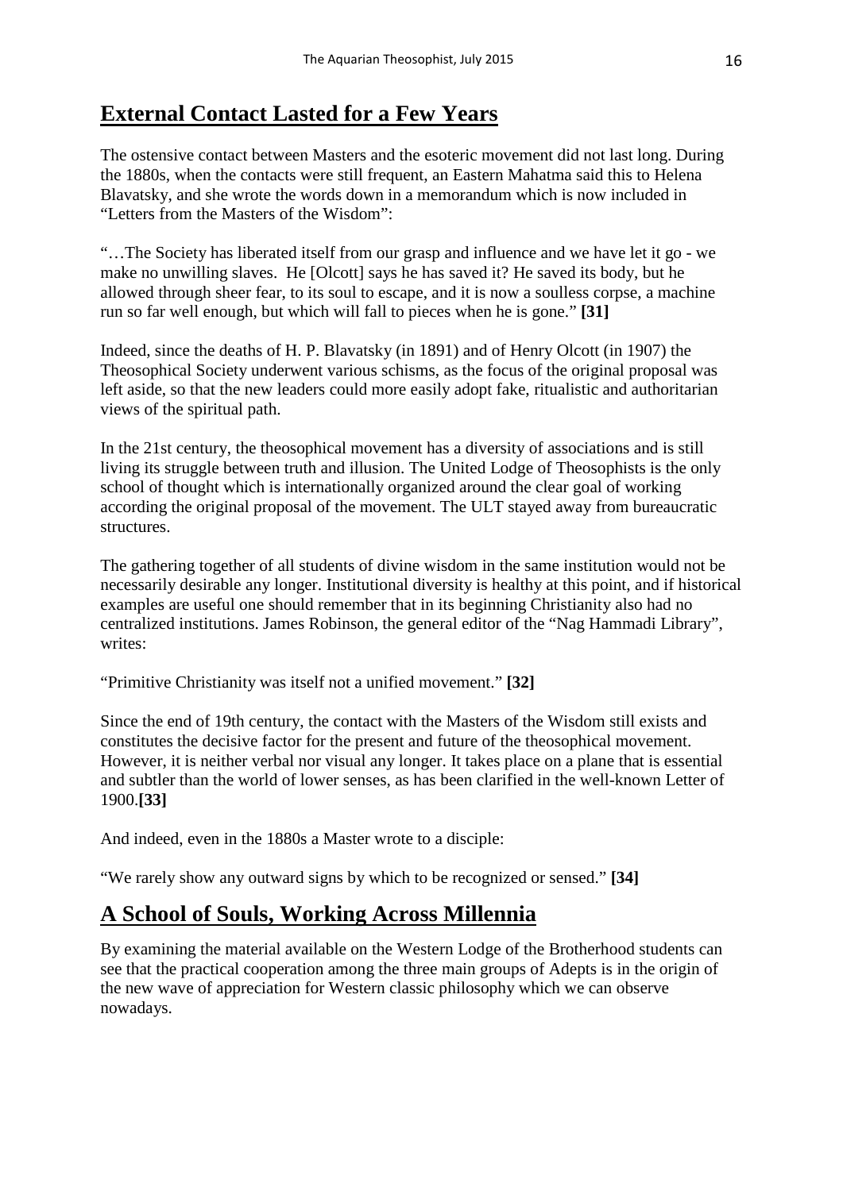## External Contact Lasted for a Few Years

The ostensive contact between Masters and the esoteric movement did not last long. During the 1880s, when the contacts were still frequent, an Eastern Mahatma said this to Helena Blavatsky, and she wrote the words down in a memorandum which is now included in "Letters from the Masters of the Wisdom":

"…The Society has liberated itself from our grasp and influence and we have let it go - we make no unwilling slaves. He [Olcott] says he has saved it? He saved its body, but he allowed through sheer fear, to its soul to escape, and it is now a soulless corpse, a machine run so far well enough, but which will fall to pieces when he is gone." **[31]**

Indeed, since the deaths of H. P. Blavatsky (in 1891) and of Henry Olcott (in 1907) the Theosophical Society underwent various schisms, as the focus of the original proposal was left aside, so that the new leaders could more easily adopt fake, ritualistic and authoritarian views of the spiritual path.

In the 21st century, the theosophical movement has a diversity of associations and is still living its struggle between truth and illusion. The United Lodge of Theosophists is the only school of thought which is internationally organized around the clear goal of working according the original proposal of the movement. The ULT stayed away from bureaucratic structures.

The gathering together of all students of divine wisdom in the same institution would not be necessarily desirable any longer. Institutional diversity is healthy at this point, and if historical examples are useful one should remember that in its beginning Christianity also had no centralized institutions. James Robinson, the general editor of the "Nag Hammadi Library", writes:

"Primitive Christianity was itself not a unified movement." **[32]**

Since the end of 19th century, the contact with the Masters of the Wisdom still exists and constitutes the decisive factor for the present and future of the theosophical movement. However, it is neither verbal nor visual any longer. It takes place on a plane that is essential and subtler than the world of lower senses, as has been clarified in the well-known Letter of 1900.**[33]**

And indeed, even in the 1880s a Master wrote to a disciple:

"We rarely show any outward signs by which to be recognized or sensed." **[34]**

## A School of Souls, Working Across Millennia

By examining the material available on the Western Lodge of the Brotherhood students can see that the practical cooperation among the three main groups of Adepts is in the origin of the new wave of appreciation for Western classic philosophy which we can observe nowadays.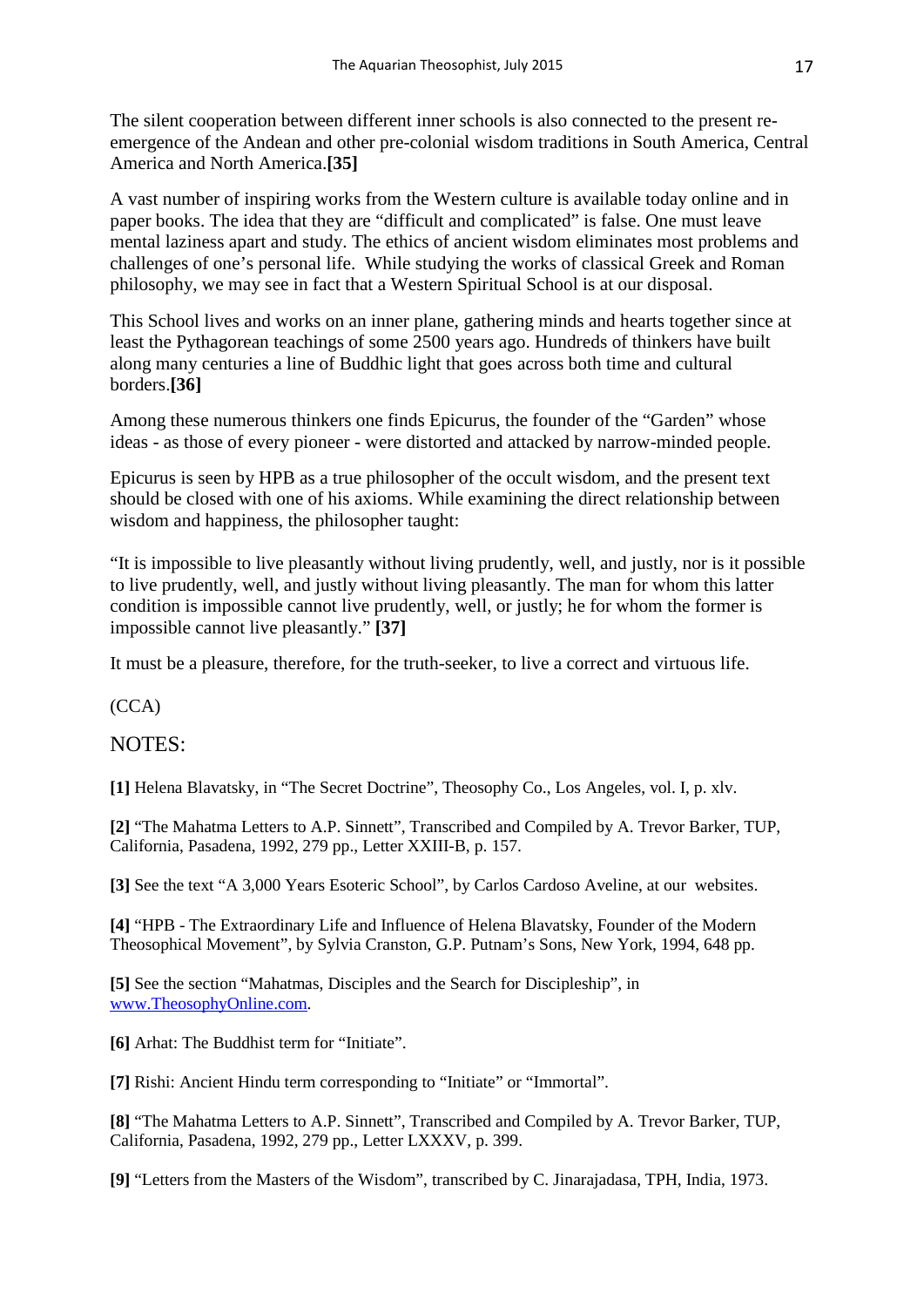The silent cooperation between different inner schools is also connected to the present re-emergence of the Andean and other pre-colonial wisdom traditions in South America, Central America and North America.**[35]**

A vast number of inspiring works from the Western culture is available today online and in paper books. The idea that they are "difficult and complicated" is false. One must leave mental laziness apart and study. The ethics of ancient wisdom eliminates most problems and challenges of one's personal life. While studying the works of classical Greek and Roman philosophy, we may see in fact that a Western Spiritual School is at our disposal.

This School lives and works on an inner plane, gathering minds and hearts together since at least the Pythagorean teachings of some 2500 years ago. Hundreds of thinkers have built along many centuries a line of Buddhic light that goes across both time and cultural borders.**[36]**

Among these numerous thinkers one finds Epicurus, the founder of the "Garden" whose ideas - as those of every pioneer - were distorted and attacked by narrow-minded people.

Epicurus is seen by HPB as a true philosopher of the occult wisdom, and the present text should be closed with one of his axioms. While examining the direct relationship between wisdom and happiness, the philosopher taught:

"It is impossible to live pleasantly without living prudently, well, and justly, nor is it possible to live prudently, well, and justly without living pleasantly. The man for whom this latter condition is impossible cannot live prudently, well, or justly; he for whom the former is impossible cannot live pleasantly." **[37]**

It must be a pleasure, therefore, for the truth-seeker, to live a correct and virtuous life.

(CCA)

NOTES:

**[1]** Helena Blavatsky, in "The Secret Doctrine", Theosophy Co., Los Angeles, vol. I, p. xlv.

**[2]** "The Mahatma Letters to A.P. Sinnett", Transcribed and Compiled by A. Trevor Barker, TUP, California, Pasadena, 1992, 279 pp., Letter XXIII-B, p. 157.

**[3]** See the text "A 3,000 Years Esoteric School", by Carlos Cardoso Aveline, at our websites.

**[4]** "HPB - The Extraordinary Life and Influence of Helena Blavatsky, Founder of the Modern Theosophical Movement", by Sylvia Cranston, G.P. Putnam's Sons, New York, 1994, 648 pp.

**[5]** See the section "Mahatmas, Disciples and the Search for Discipleship", in www.TheosophyOnline.com.

**[6]** Arhat: The Buddhist term for "Initiate".

**[7]** Rishi: Ancient Hindu term corresponding to "Initiate" or "Immortal".

**[8]** "The Mahatma Letters to A.P. Sinnett", Transcribed and Compiled by A. Trevor Barker, TUP, California, Pasadena, 1992, 279 pp., Letter LXXXV, p. 399.

**[9]** "Letters from the Masters of the Wisdom", transcribed by C. Jinarajadasa, TPH, India, 1973.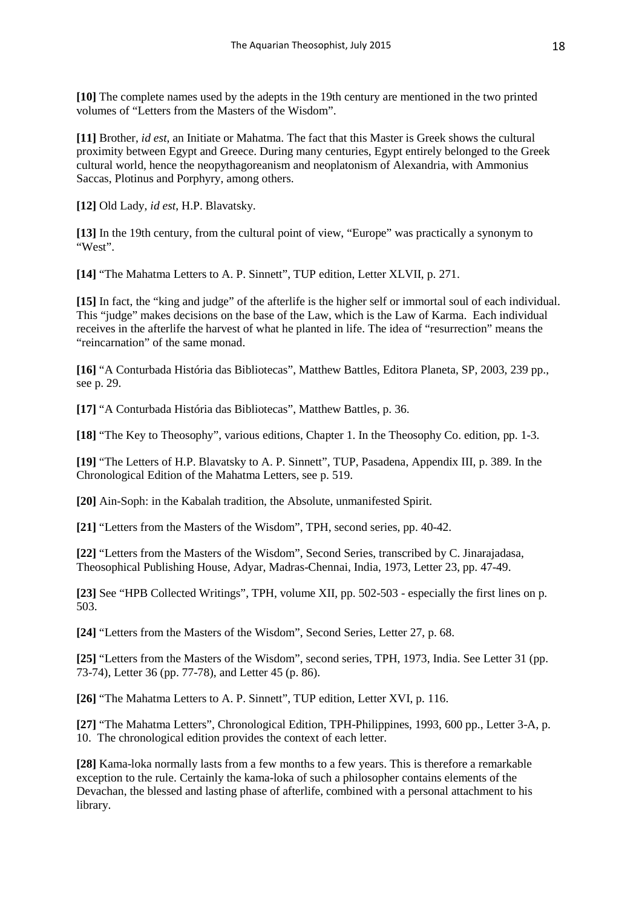**[10]** The complete names used by the adepts in the 19th century are mentioned in the two printed volumes of "Letters from the Masters of the Wisdom".

**[11]** Brother, *id est*, an Initiate or Mahatma. The fact that this Master is Greek shows the cultural proximity between Egypt and Greece. During many centuries, Egypt entirely belonged to the Greek cultural world, hence the neopythagoreanism and neoplatonism of Alexandria, with Ammonius Saccas, Plotinus and Porphyry, among others.

**[12]** Old Lady, *id est*, H.P. Blavatsky.

**[13]** In the 19th century, from the cultural point of view, "Europe" was practically a synonym to "West".

**[14]** "The Mahatma Letters to A. P. Sinnett", TUP edition, Letter XLVII, p. 271.

**[15]** In fact, the "king and judge" of the afterlife is the higher self or immortal soul of each individual. This "judge" makes decisions on the base of the Law, which is the Law of Karma. Each individual receives in the afterlife the harvest of what he planted in life. The idea of "resurrection" means the "reincarnation" of the same monad.

**[16]** "A Conturbada História das Bibliotecas", Matthew Battles, Editora Planeta, SP, 2003, 239 pp., see p. 29.

**[17]** "A Conturbada História das Bibliotecas", Matthew Battles, p. 36.

**[18]** "The Key to Theosophy", various editions, Chapter 1. In the Theosophy Co. edition, pp. 1-3.

**[19]** "The Letters of H.P. Blavatsky to A. P. Sinnett", TUP, Pasadena, Appendix III, p. 389. In the Chronological Edition of the Mahatma Letters, see p. 519.

**[20]** Ain-Soph: in the Kabalah tradition, the Absolute, unmanifested Spirit.

**[21]** "Letters from the Masters of the Wisdom", TPH, second series, pp. 40-42.

**[22]** "Letters from the Masters of the Wisdom", Second Series, transcribed by C. Jinarajadasa, Theosophical Publishing House, Adyar, Madras-Chennai, India, 1973, Letter 23, pp. 47-49.

**[23]** See "HPB Collected Writings", TPH, volume XII, pp. 502-503 - especially the first lines on p. 503.

**[24]** "Letters from the Masters of the Wisdom", Second Series, Letter 27, p. 68.

**[25]** "Letters from the Masters of the Wisdom", second series, TPH, 1973, India. See Letter 31 (pp. 73-74), Letter 36 (pp. 77-78), and Letter 45 (p. 86).

**[26]** "The Mahatma Letters to A. P. Sinnett", TUP edition, Letter XVI, p. 116.

**[27]** "The Mahatma Letters", Chronological Edition, TPH-Philippines, 1993, 600 pp., Letter 3-A, p. 10. The chronological edition provides the context of each letter.

**[28]** Kama-loka normally lasts from a few months to a few years. This is therefore a remarkable exception to the rule. Certainly the kama-loka of such a philosopher contains elements of the Devachan, the blessed and lasting phase of afterlife, combined with a personal attachment to his library.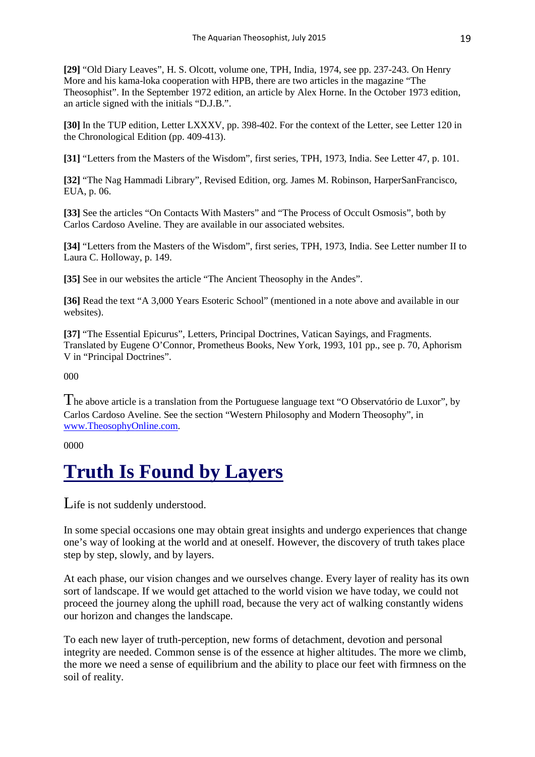**[29]** "Old Diary Leaves", H. S. Olcott, volume one, TPH, India, 1974, see pp. 237-243. On Henry More and his kama-loka cooperation with HPB, there are two articles in the magazine "The Theosophist". In the September 1972 edition, an article by Alex Horne. In the October 1973 edition, an article signed with the initials "D.J.B.".

**[30]** In the TUP edition, Letter LXXXV, pp. 398-402. For the context of the Letter, see Letter 120 in the Chronological Edition (pp. 409-413).

**[31]** "Letters from the Masters of the Wisdom", first series, TPH, 1973, India. See Letter 47, p. 101.

**[32]** "The Nag Hammadi Library", Revised Edition, org. James M. Robinson, HarperSanFrancisco, EUA, p. 06.

**[33]** See the articles "On Contacts With Masters" and "The Process of Occult Osmosis", both by Carlos Cardoso Aveline. They are available in our associated websites.

**[34]** "Letters from the Masters of the Wisdom", first series, TPH, 1973, India. See Letter number II to Laura C. Holloway, p. 149.

**[35]** See in our websites the article "The Ancient Theosophy in the Andes".

**[36]** Read the text "A 3,000 Years Esoteric School" (mentioned in a note above and available in our websites).

**[37]** "The Essential Epicurus", Letters, Principal Doctrines, Vatican Sayings, and Fragments. Translated by Eugene O'Connor, Prometheus Books, New York, 1993, 101 pp., see p. 70, Aphorism V in "Principal Doctrines".

000

The above article is a translation from the Portuguese language text "O Observatório de Luxor", by Carlos Cardoso Aveline. See the section "Western Philosophy and Modern Theosophy", in www.TheosophyOnline.com.

0000

# Truth Is Found by Layers

Life is not suddenly understood.

In some special occasions one may obtain great insights and undergo experiences that change one's way of looking at the world and at oneself. However, the discovery of truth takes place step by step, slowly, and by layers.

At each phase, our vision changes and we ourselves change. Every layer of reality has its own sort of landscape. If we would get attached to the world vision we have today, we could not proceed the journey along the uphill road, because the very act of walking constantly widens our horizon and changes the landscape.

To each new layer of truth-perception, new forms of detachment, devotion and personal integrity are needed. Common sense is of the essence at higher altitudes. The more we climb, the more we need a sense of equilibrium and the ability to place our feet with firmness on the soil of reality.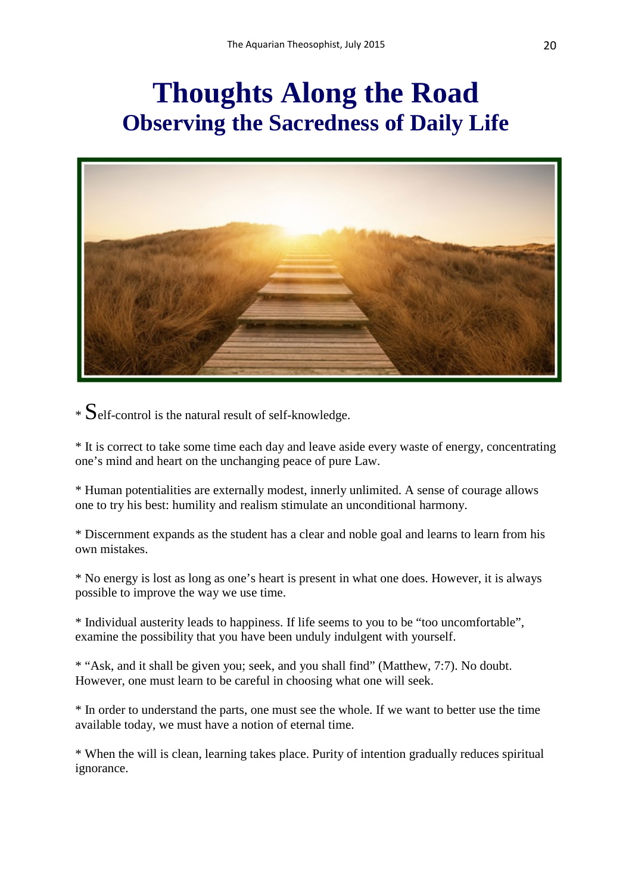# Thoughts Along the Road

## Observing the Sacredness of Daily Life

* Self-control is the natural result of self-knowledge.

* It is correct to take some time each day and leave aside every waste of energy, concentrating one's mind and heart on the unchanging peace of pure Law.

* Human potentialities are externally modest, innerly unlimited. A sense of courage allows one to try his best: humility and realism stimulate an unconditional harmony.

* Discernment expands as the student has a clear and noble goal and learns to learn from his own mistakes.

* No energy is lost as long as one's heart is present in what one does. However, it is always possible to improve the way we use time.

* Individual austerity leads to happiness. If life seems to you to be "too uncomfortable", examine the possibility that you have been unduly indulgent with yourself.

* "Ask, and it shall be given you; seek, and you shall find" (Matthew, 7:7). No doubt. However, one must learn to be careful in choosing what one will seek.

* In order to understand the parts, one must see the whole. If we want to better use the time available today, we must have a notion of eternal time.

* When the will is clean, learning takes place. Purity of intention gradually reduces spiritual ignorance.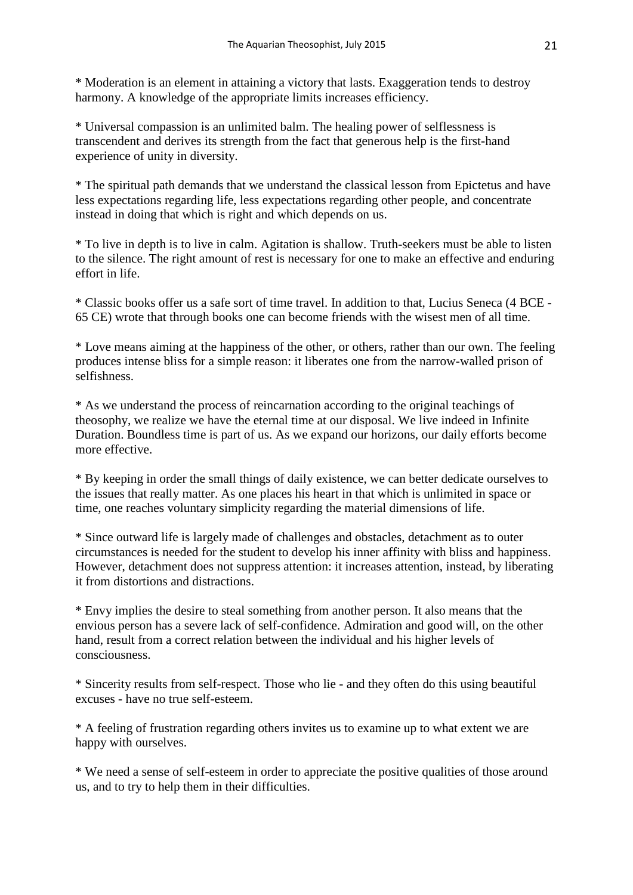* Moderation is an element in attaining a victory that lasts. Exaggeration tends to destroy harmony. A knowledge of the appropriate limits increases efficiency.

* Universal compassion is an unlimited balm. The healing power of selflessness is transcendent and derives its strength from the fact that generous help is the first-hand experience of unity in diversity.

* The spiritual path demands that we understand the classical lesson from Epictetus and have less expectations regarding life, less expectations regarding other people, and concentrate instead in doing that which is right and which depends on us.

* To live in depth is to live in calm. Agitation is shallow. Truth-seekers must be able to listen to the silence. The right amount of rest is necessary for one to make an effective and enduring effort in life.

* Classic books offer us a safe sort of time travel. In addition to that, Lucius Seneca (4 BCE - 65 CE) wrote that through books one can become friends with the wisest men of all time.

* Love means aiming at the happiness of the other, or others, rather than our own. The feeling produces intense bliss for a simple reason: it liberates one from the narrow-walled prison of selfishness.

* As we understand the process of reincarnation according to the original teachings of theosophy, we realize we have the eternal time at our disposal. We live indeed in Infinite Duration. Boundless time is part of us. As we expand our horizons, our daily efforts become more effective.

* By keeping in order the small things of daily existence, we can better dedicate ourselves to the issues that really matter. As one places his heart in that which is unlimited in space or time, one reaches voluntary simplicity regarding the material dimensions of life.

* Since outward life is largely made of challenges and obstacles, detachment as to outer circumstances is needed for the student to develop his inner affinity with bliss and happiness. However, detachment does not suppress attention: it increases attention, instead, by liberating it from distortions and distractions.

* Envy implies the desire to steal something from another person. It also means that the envious person has a severe lack of self-confidence. Admiration and good will, on the other hand, result from a correct relation between the individual and his higher levels of consciousness.

* Sincerity results from self-respect. Those who lie - and they often do this using beautiful excuses - have no true self-esteem.

* A feeling of frustration regarding others invites us to examine up to what extent we are happy with ourselves.

* We need a sense of self-esteem in order to appreciate the positive qualities of those around us, and to try to help them in their difficulties.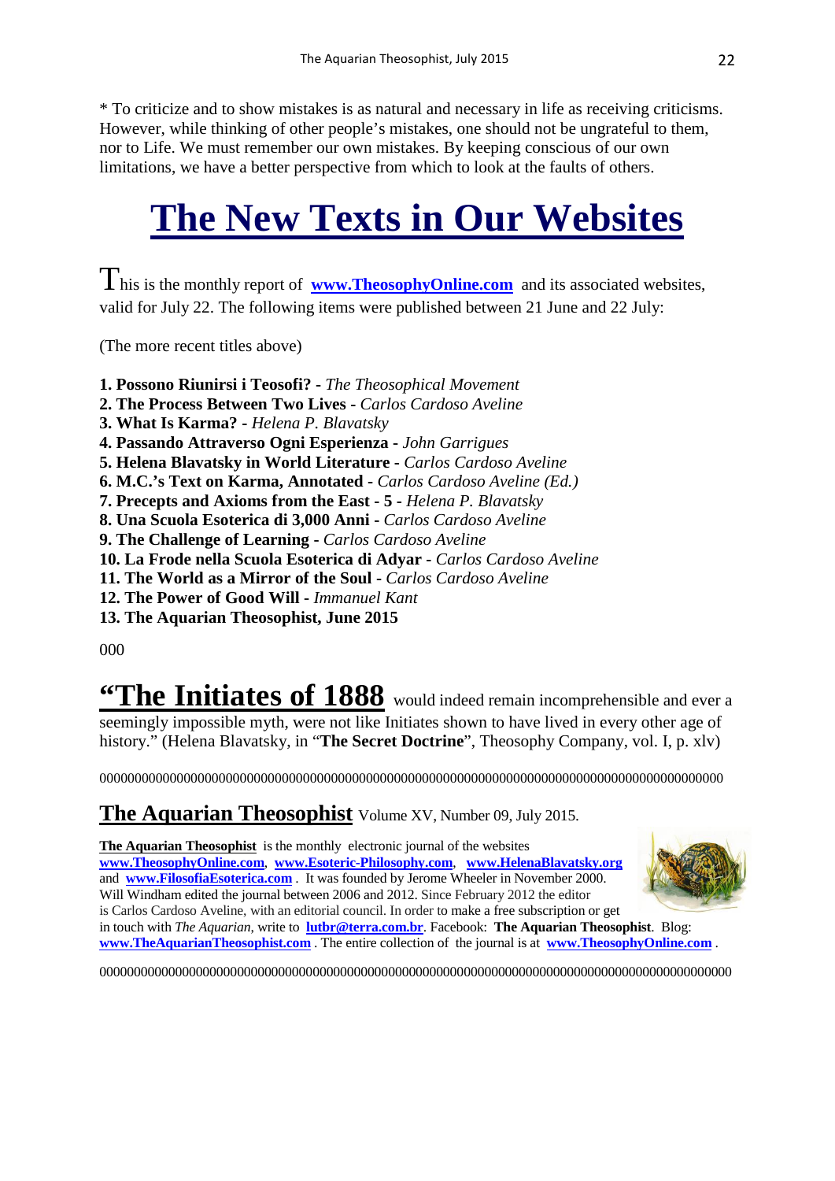* To criticize and to show mistakes is as natural and necessary in life as receiving criticisms. However, while thinking of other people's mistakes, one should not be ungrateful to them, nor to Life. We must remember our own mistakes. By keeping conscious of our own limitations, we have a better perspective from which to look at the faults of others.

# The New Texts in Our Websites

This is the monthly report of **www.TheosophyOnline.com** and its associated websites, valid for July 22. The following items were published between 21 June and 22 July:

(The more recent titles above)

**1. Possono Riunirsi i Teosofi?** - *The Theosophical Movement*
**2. The Process Between Two Lives** - *Carlos Cardoso Aveline*
**3. What Is Karma?** - *Helena P. Blavatsky*
**4. Passando Attraverso Ogni Esperienza** - *John Garrigues*
**5. Helena Blavatsky in World Literature** - *Carlos Cardoso Aveline*
**6. M.C.'s Text on Karma, Annotated** - *Carlos Cardoso Aveline (Ed.)*
**7. Precepts and Axioms from the East - 5** - *Helena P. Blavatsky*
**8. Una Scuola Esoterica di 3,000 Anni** - *Carlos Cardoso Aveline*
**9. The Challenge of Learning** - *Carlos Cardoso Aveline*
**10. La Frode nella Scuola Esoterica di Adyar** - *Carlos Cardoso Aveline*
**11. The World as a Mirror of the Soul** - *Carlos Cardoso Aveline*
**12. The Power of Good Will** - *Immanuel Kant*
**13. The Aquarian Theosophist, June 2015**

000

**"The Initiates of 1888** would indeed remain incomprehensible and ever a seemingly impossible myth, were not like Initiates shown to have lived in every other age of history." (Helena Blavatsky, in "**The Secret Doctrine**", Theosophy Company, vol. I, p. xlv)

0000000000000000000000000000000000000000000000000000000000000000000000000000000

**The Aquarian Theosophist** Volume XV, Number 09, July 2015.

**The Aquarian Theosophist** is the monthly electronic journal of the websites **www.TheosophyOnline.com**, **www.Esoteric-Philosophy.com**, **www.HelenaBlavatsky.org** and **www.FilosofiaEsoterica.com** . It was founded by Jerome Wheeler in November 2000. Will Windham edited the journal between 2006 and 2012. Since February 2012 the editor is Carlos Cardoso Aveline, with an editorial council. In order to make a free subscription or get in touch with *The Aquarian*, write to **lutbr@terra.com.br**. Facebook: **The Aquarian Theosophist**. Blog: **www.TheAquarianTheosophist.com** . The entire collection of the journal is at **www.TheosophyOnline.com** .

0000000000000000000000000000000000000000000000000000000000000000000000000000000